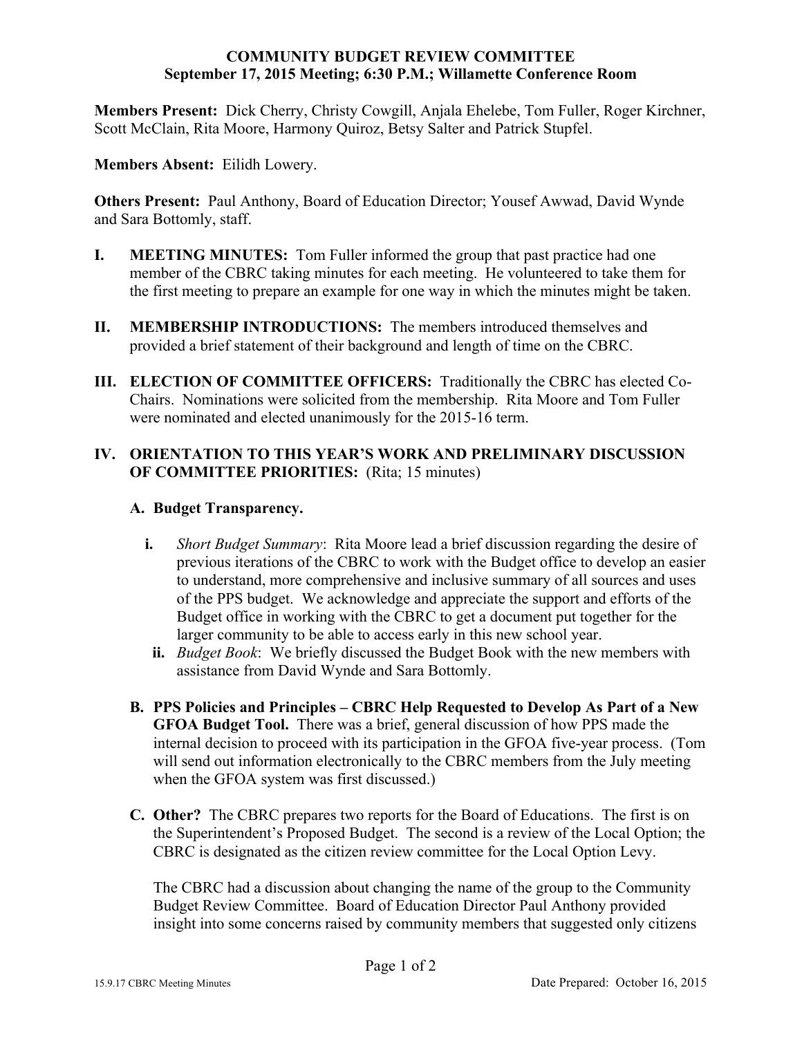**COMMUNITY BUDGET REVIEW COMMITTEE**
**September 17, 2015 Meeting; 6:30 P.M.; Willamette Conference Room**

**Members Present:** Dick Cherry, Christy Cowgill, Anjala Ehelebe, Tom Fuller, Roger Kirchner, Scott McClain, Rita Moore, Harmony Quiroz, Betsy Salter and Patrick Stupfel.

**Members Absent:** Eilidh Lowery.

**Others Present:** Paul Anthony, Board of Education Director; Yousef Awwad, David Wynde and Sara Bottomly, staff.

**I. MEETING MINUTES:** Tom Fuller informed the group that past practice had one member of the CBRC taking minutes for each meeting. He volunteered to take them for the first meeting to prepare an example for one way in which the minutes might be taken.

**II. MEMBERSHIP INTRODUCTIONS:** The members introduced themselves and provided a brief statement of their background and length of time on the CBRC.

**III. ELECTION OF COMMITTEE OFFICERS:** Traditionally the CBRC has elected Co-Chairs. Nominations were solicited from the membership. Rita Moore and Tom Fuller were nominated and elected unanimously for the 2015-16 term.

**IV. ORIENTATION TO THIS YEAR'S WORK AND PRELIMINARY DISCUSSION OF COMMITTEE PRIORITIES:** (Rita; 15 minutes)

**A. Budget Transparency.**

**i.** *Short Budget Summary*: Rita Moore lead a brief discussion regarding the desire of previous iterations of the CBRC to work with the Budget office to develop an easier to understand, more comprehensive and inclusive summary of all sources and uses of the PPS budget. We acknowledge and appreciate the support and efforts of the Budget office in working with the CBRC to get a document put together for the larger community to be able to access early in this new school year.

**ii.** *Budget Book*: We briefly discussed the Budget Book with the new members with assistance from David Wynde and Sara Bottomly.

**B. PPS Policies and Principles – CBRC Help Requested to Develop As Part of a New GFOA Budget Tool.** There was a brief, general discussion of how PPS made the internal decision to proceed with its participation in the GFOA five-year process. (Tom will send out information electronically to the CBRC members from the July meeting when the GFOA system was first discussed.)

**C. Other?** The CBRC prepares two reports for the Board of Educations. The first is on the Superintendent's Proposed Budget. The second is a review of the Local Option; the CBRC is designated as the citizen review committee for the Local Option Levy.

The CBRC had a discussion about changing the name of the group to the Community Budget Review Committee. Board of Education Director Paul Anthony provided insight into some concerns raised by community members that suggested only citizens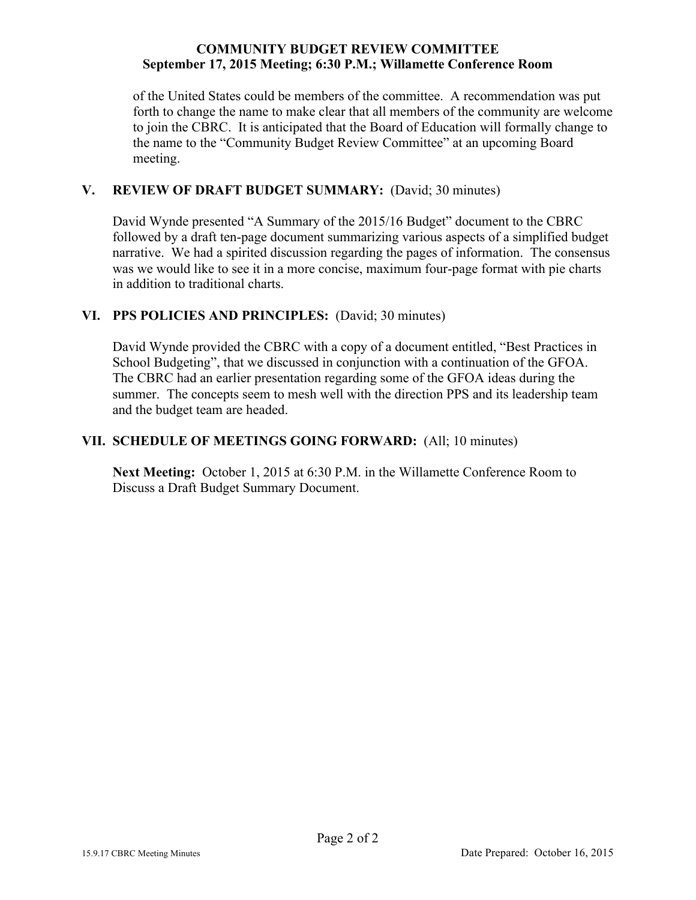of the United States could be members of the committee. A recommendation was put forth to change the name to make clear that all members of the community are welcome to join the CBRC. It is anticipated that the Board of Education will formally change to the name to the "Community Budget Review Committee" at an upcoming Board meeting.

## V. REVIEW OF DRAFT BUDGET SUMMARY: (David; 30 minutes)

David Wynde presented "A Summary of the 2015/16 Budget" document to the CBRC followed by a draft ten-page document summarizing various aspects of a simplified budget narrative. We had a spirited discussion regarding the pages of information. The consensus was we would like to see it in a more concise, maximum four-page format with pie charts in addition to traditional charts.

## VI. PPS POLICIES AND PRINCIPLES: (David; 30 minutes)

David Wynde provided the CBRC with a copy of a document entitled, "Best Practices in School Budgeting", that we discussed in conjunction with a continuation of the GFOA. The CBRC had an earlier presentation regarding some of the GFOA ideas during the summer. The concepts seem to mesh well with the direction PPS and its leadership team and the budget team are headed.

## VII. SCHEDULE OF MEETINGS GOING FORWARD: (All; 10 minutes)

**Next Meeting:** October 1, 2015 at 6:30 P.M. in the Willamette Conference Room to Discuss a Draft Budget Summary Document.